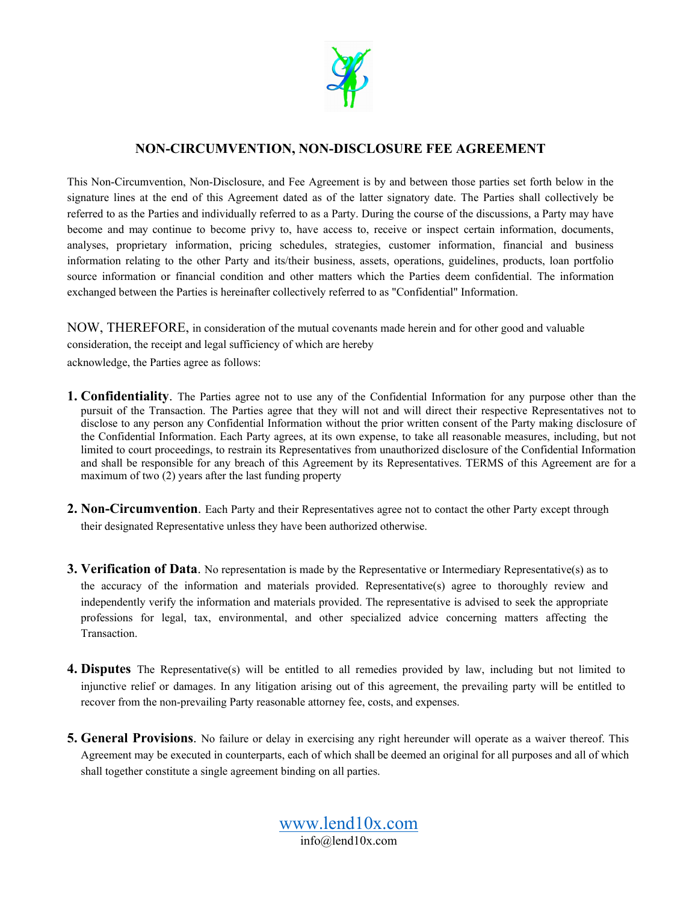# NON-CIRCUMVENTION, NON-DISCLOSURE FEE AGREEMENT

This Non-Circumvention, Non-Disclosure, and Fee Agreement is by and between those parties set forth below in the signature lines at the end of this Agreement dated as of the latter signatory date. The Parties shall collectively be referred to as the Parties and individually referred to as a Party. During the course of the discussions, a Party may have become and may continue to become privy to, have access to, receive or inspect certain information, documents, analyses, proprietary information, pricing schedules, strategies, customer information, financial and business information relating to the other Party and its/their business, assets, operations, guidelines, products, loan portfolio source information or financial condition and other matters which the Parties deem confidential. The information exchanged between the Parties is hereinafter collectively referred to as "Confidential" Information.

NOW, THEREFORE, in consideration of the mutual covenants made herein and for other good and valuable consideration, the receipt and legal sufficiency of which are hereby acknowledge, the Parties agree as follows:

1. **Confidentiality**. The Parties agree not to use any of the Confidential Information for any purpose other than the pursuit of the Transaction. The Parties agree that they will not and will direct their respective Representatives not to disclose to any person any Confidential Information without the prior written consent of the Party making disclosure of the Confidential Information. Each Party agrees, at its own expense, to take all reasonable measures, including, but not limited to court proceedings, to restrain its Representatives from unauthorized disclosure of the Confidential Information and shall be responsible for any breach of this Agreement by its Representatives. TERMS of this Agreement are for a maximum of two (2) years after the last funding property

2. **Non-Circumvention**. Each Party and their Representatives agree not to contact the other Party except through their designated Representative unless they have been authorized otherwise.

3. **Verification of Data**. No representation is made by the Representative or Intermediary Representative(s) as to the accuracy of the information and materials provided. Representative(s) agree to thoroughly review and independently verify the information and materials provided. The representative is advised to seek the appropriate professions for legal, tax, environmental, and other specialized advice concerning matters affecting the Transaction.

4. **Disputes** The Representative(s) will be entitled to all remedies provided by law, including but not limited to injunctive relief or damages. In any litigation arising out of this agreement, the prevailing party will be entitled to recover from the non-prevailing Party reasonable attorney fee, costs, and expenses.

5. **General Provisions**. No failure or delay in exercising any right hereunder will operate as a waiver thereof. This Agreement may be executed in counterparts, each of which shall be deemed an original for all purposes and all of which shall together constitute a single agreement binding on all parties.

www.lend10x.com
info@lend10x.com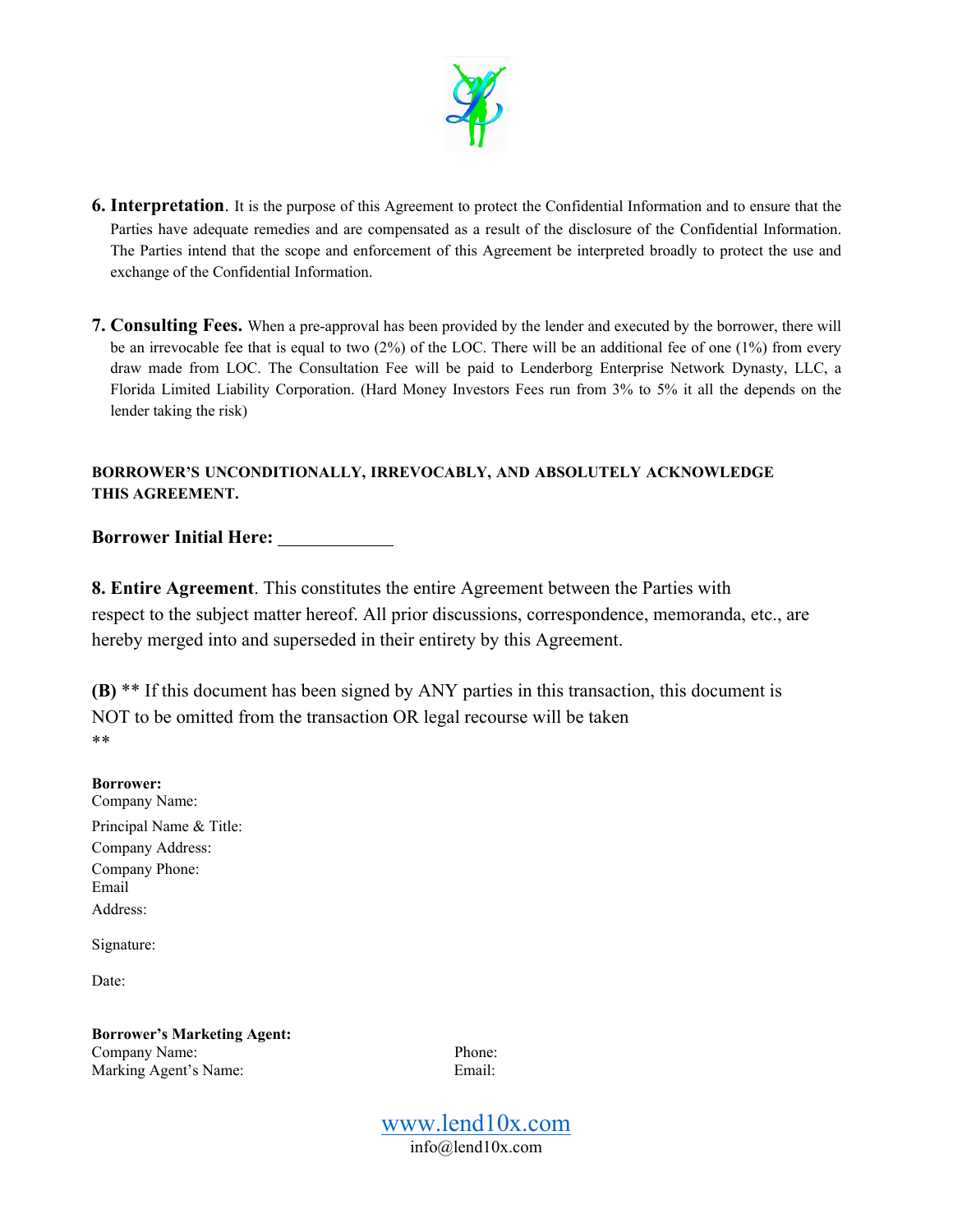**6. Interpretation**. It is the purpose of this Agreement to protect the Confidential Information and to ensure that the Parties have adequate remedies and are compensated as a result of the disclosure of the Confidential Information. The Parties intend that the scope and enforcement of this Agreement be interpreted broadly to protect the use and exchange of the Confidential Information.

**7. Consulting Fees.** When a pre-approval has been provided by the lender and executed by the borrower, there will be an irrevocable fee that is equal to two (2%) of the LOC. There will be an additional fee of one (1%) from every draw made from LOC. The Consultation Fee will be paid to Lenderborg Enterprise Network Dynasty, LLC, a Florida Limited Liability Corporation. (Hard Money Investors Fees run from 3% to 5% it all the depends on the lender taking the risk)

**BORROWER'S UNCONDITIONALLY, IRREVOCABLY, AND ABSOLUTELY ACKNOWLEDGE THIS AGREEMENT.**

**Borrower Initial Here:** ____________

**8. Entire Agreement**. This constitutes the entire Agreement between the Parties with respect to the subject matter hereof. All prior discussions, correspondence, memoranda, etc., are hereby merged into and superseded in their entirety by this Agreement.

**(B)** ** If this document has been signed by ANY parties in this transaction, this document is NOT to be omitted from the transaction OR legal recourse will be taken **

**Borrower:**
Company Name:
Principal Name & Title:
Company Address:
Company Phone:
Email
Address:

Signature:

Date:

**Borrower's Marketing Agent:**
Company Name: Phone:
Marking Agent's Name: Email:

www.lend10x.com
info@lend10x.com